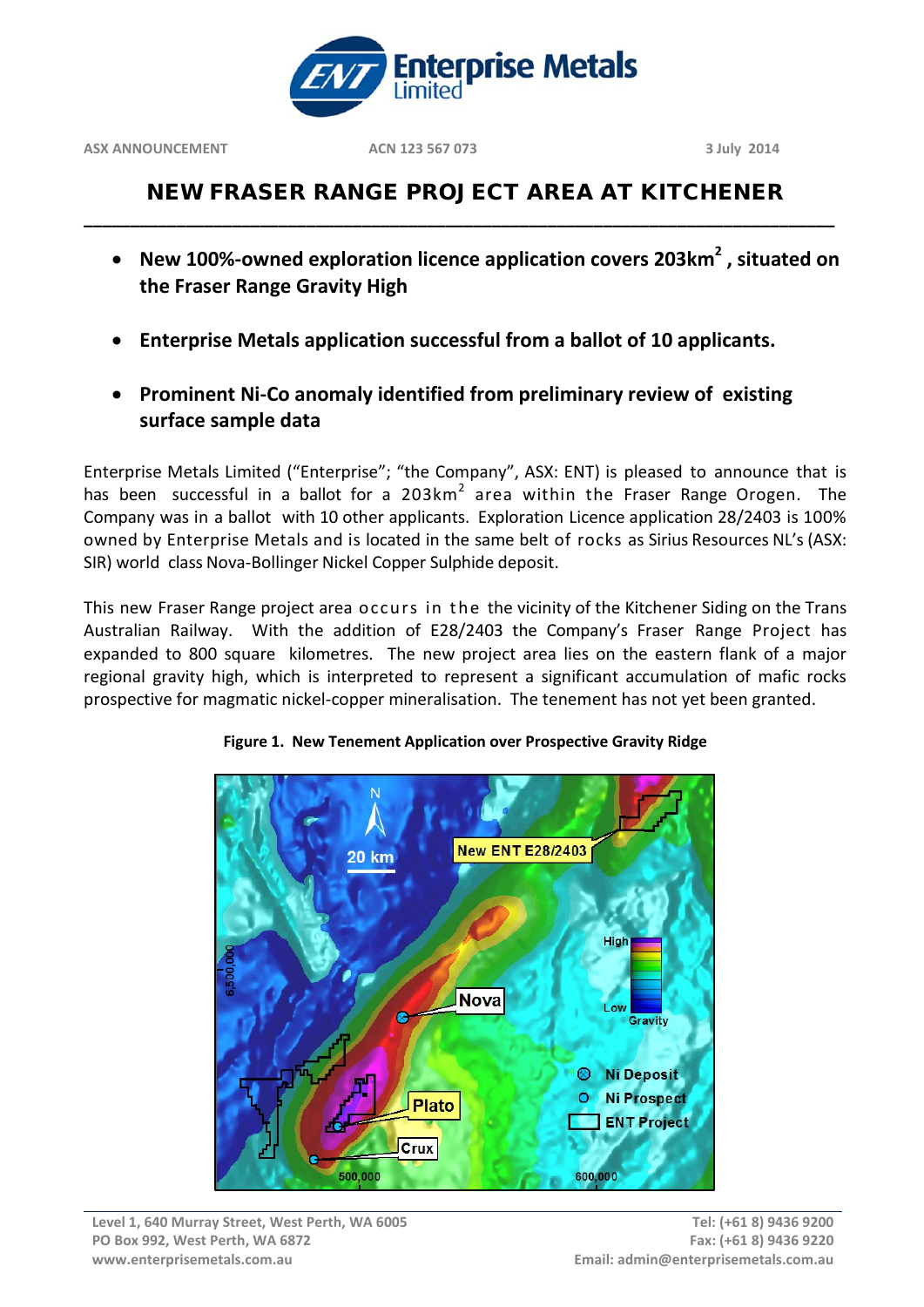ASX ANNOUNCEMENT ACN 123 567 073 3 July 2014

# NEW FRASER RANGE PROJECT AREA AT KITCHENER

- **New 100%-owned exploration licence application covers 203km², situated on the Fraser Range Gravity High**
- **Enterprise Metals application successful from a ballot of 10 applicants.**
- **Prominent Ni-Co anomaly identified from preliminary review of existing surface sample data**

Enterprise Metals Limited ("Enterprise"; "the Company", ASX: ENT) is pleased to announce that is has been successful in a ballot for a 203km² area within the Fraser Range Orogen. The Company was in a ballot with 10 other applicants. Exploration Licence application 28/2403 is 100% owned by Enterprise Metals and is located in the same belt of rocks as Sirius Resources NL's (ASX: SIR) world class Nova-Bollinger Nickel Copper Sulphide deposit.

This new Fraser Range project area occurs in the the vicinity of the Kitchener Siding on the Trans Australian Railway. With the addition of E28/2403 the Company's Fraser Range Project has expanded to 800 square kilometres. The new project area lies on the eastern flank of a major regional gravity high, which is interpreted to represent a significant accumulation of mafic rocks prospective for magmatic nickel-copper mineralisation. The tenement has not yet been granted.

**Figure 1. New Tenement Application over Prospective Gravity Ridge**

N
20 km
New ENT E28/2403
6,500,000
High
Low
Gravity
Nova
Ni Deposit
Ni Prospect
ENT Project
Plato
Crux
500,000
600,000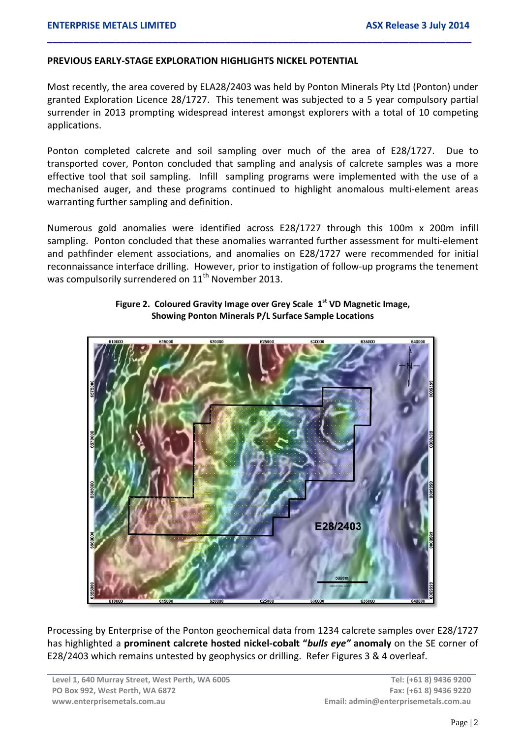## PREVIOUS EARLY-STAGE EXPLORATION HIGHLIGHTS NICKEL POTENTIAL

Most recently, the area covered by ELA28/2403 was held by Ponton Minerals Pty Ltd (Ponton) under granted Exploration Licence 28/1727. This tenement was subjected to a 5 year compulsory partial surrender in 2013 prompting widespread interest amongst explorers with a total of 10 competing applications.

Ponton completed calcrete and soil sampling over much of the area of E28/1727. Due to transported cover, Ponton concluded that sampling and analysis of calcrete samples was a more effective tool that soil sampling. Infill sampling programs were implemented with the use of a mechanised auger, and these programs continued to highlight anomalous multi-element areas warranting further sampling and definition.

Numerous gold anomalies were identified across E28/1727 through this 100m x 200m infill sampling. Ponton concluded that these anomalies warranted further assessment for multi-element and pathfinder element associations, and anomalies on E28/1727 were recommended for initial reconnaissance interface drilling. However, prior to instigation of follow-up programs the tenement was compulsorily surrendered on 11th November 2013.

**Figure 2. Coloured Gravity Image over Grey Scale 1st VD Magnetic Image, Showing Ponton Minerals P/L Surface Sample Locations**

610000
615000
620000
625000
630000
635000
640000
6575000
6570000
6565000
6560000
6555000
E28/2403
5000m

Processing by Enterprise of the Ponton geochemical data from 1234 calcrete samples over E28/1727 has highlighted a **prominent calcrete hosted nickel-cobalt "*bulls eye*" anomaly** on the SE corner of E28/2403 which remains untested by geophysics or drilling. Refer Figures 3 & 4 overleaf.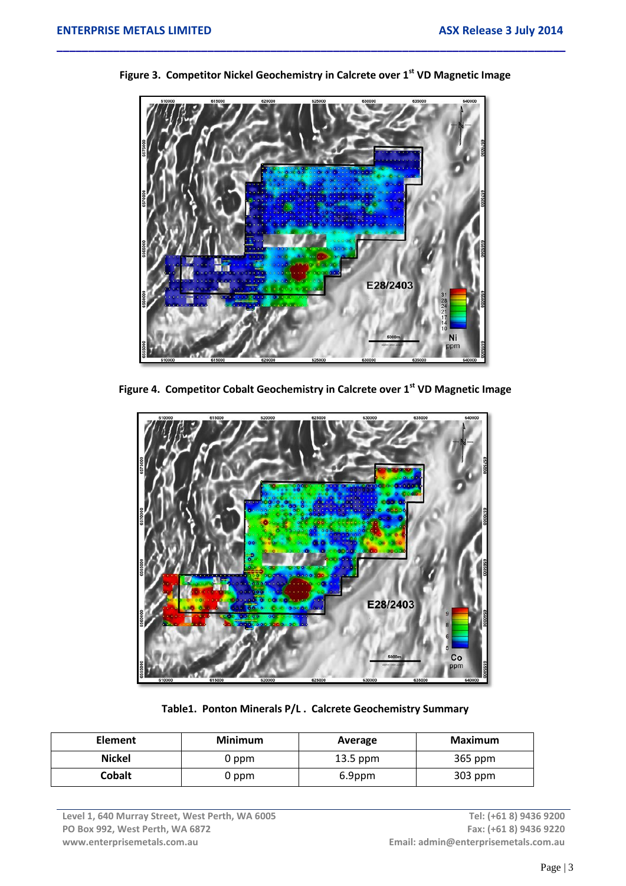Figure 3. Competitor Nickel Geochemistry in Calcrete over 1st VD Magnetic Image

510000
615000
620000
625000
630000
635000
640000
6575000
6570000
6565000
6560000
6555000
E28/2403
31
28
24
21
17
14
10
Ni
ppm
5000m

Figure 4. Competitor Cobalt Geochemistry in Calcrete over 1st VD Magnetic Image

510000
615000
620000
625000
630000
635000
640000
6575000
6570000
6565000
6560000
6555000
E28/2403
9
8
6
5
Co
ppm
5000m

Table1. Ponton Minerals P/L . Calcrete Geochemistry Summary

| Element | Minimum | Average | Maximum |
|---|---|---|---|
| **Nickel** | 0 ppm | 13.5 ppm | 365 ppm |
| **Cobalt** | 0 ppm | 6.9ppm | 303 ppm |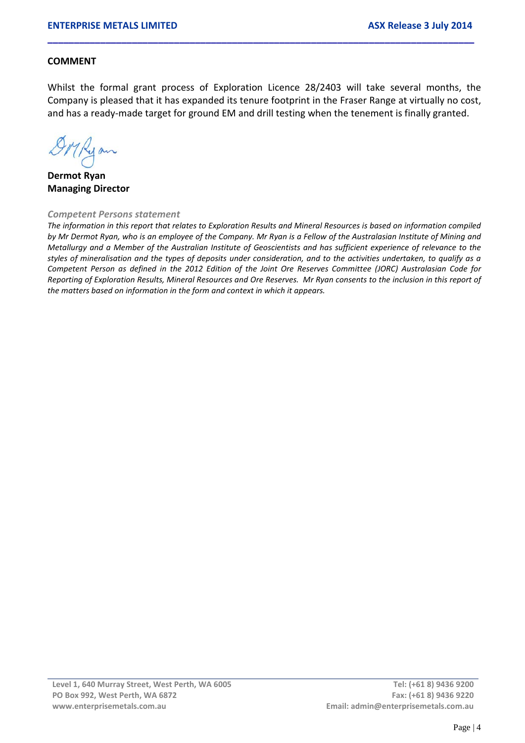## COMMENT

Whilst the formal grant process of Exploration Licence 28/2403 will take several months, the Company is pleased that it has expanded its tenure footprint in the Fraser Range at virtually no cost, and has a ready-made target for ground EM and drill testing when the tenement is finally granted.

**Dermot Ryan**
**Managing Director**

### *Competent Persons statement*

*The information in this report that relates to Exploration Results and Mineral Resources is based on information compiled by Mr Dermot Ryan, who is an employee of the Company. Mr Ryan is a Fellow of the Australasian Institute of Mining and Metallurgy and a Member of the Australian Institute of Geoscientists and has sufficient experience of relevance to the styles of mineralisation and the types of deposits under consideration, and to the activities undertaken, to qualify as a Competent Person as defined in the 2012 Edition of the Joint Ore Reserves Committee (JORC) Australasian Code for Reporting of Exploration Results, Mineral Resources and Ore Reserves. Mr Ryan consents to the inclusion in this report of the matters based on information in the form and context in which it appears.*

Level 1, 640 Murray Street, West Perth, WA 6005
PO Box 992, West Perth, WA 6872
www.enterprisemetals.com.au

Tel: (+61 8) 9436 9200
Fax: (+61 8) 9436 9220
Email: admin@enterprisemetals.com.au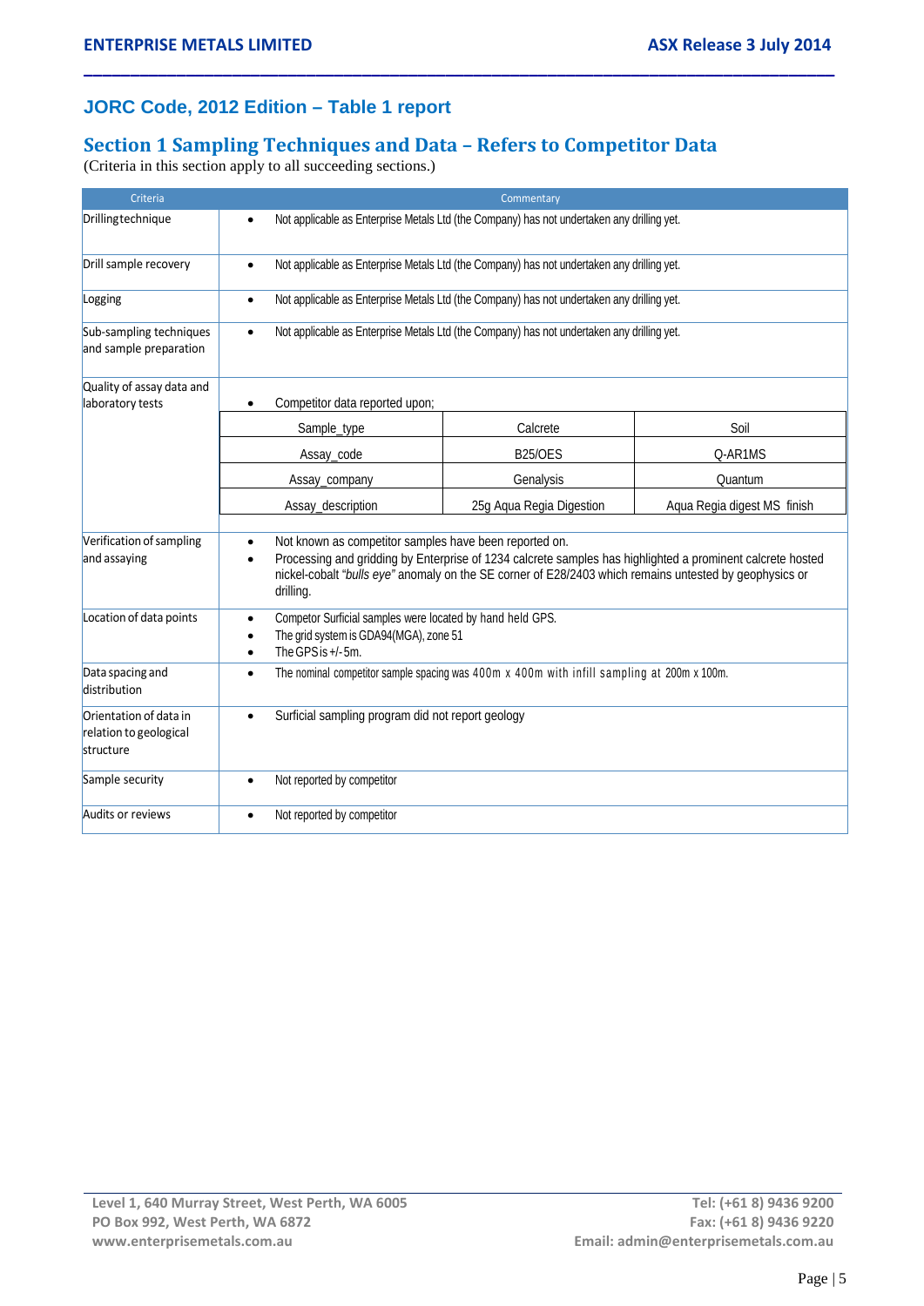## JORC Code, 2012 Edition – Table 1 report

## Section 1 Sampling Techniques and Data – Refers to Competitor Data

(Criteria in this section apply to all succeeding sections.)

| Criteria | Commentary |
|---|---|
| Drilling technique | • Not applicable as Enterprise Metals Ltd (the Company) has not undertaken any drilling yet. |
| Drill sample recovery | • Not applicable as Enterprise Metals Ltd (the Company) has not undertaken any drilling yet. |
| Logging | • Not applicable as Enterprise Metals Ltd (the Company) has not undertaken any drilling yet. |
| Sub-sampling techniques and sample preparation | • Not applicable as Enterprise Metals Ltd (the Company) has not undertaken any drilling yet. |
| Quality of assay data and laboratory tests | • Competitor data reported upon; (see table below) |
| Verification of sampling and assaying | • Not known as competitor samples have been reported on. <br> • Processing and gridding by Enterprise of 1234 calcrete samples has highlighted a prominent calcrete hosted nickel-cobalt *"bulls eye"* anomaly on the SE corner of E28/2403 which remains untested by geophysics or drilling. |
| Location of data points | • Competor Surficial samples were located by hand held GPS. <br> • The grid system is GDA94(MGA), zone 51 <br> • The GPS is +/-5m. |
| Data spacing and distribution | • The nominal competitor sample spacing was 400m x 400m with infill sampling at 200m x 100m. |
| Orientation of data in relation to geological structure | • Surficial sampling program did not report geology |
| Sample security | • Not reported by competitor |
| Audits or reviews | • Not reported by competitor |

Competitor data reported upon (Quality of assay data and laboratory tests):

| Sample_type | Calcrete | Soil |
|---|---|---|
| Assay_code | B25/OES | Q-AR1MS |
| Assay_company | Genalysis | Quantum |
| Assay_description | 25g Aqua Regia Digestion | Aqua Regia digest MS finish |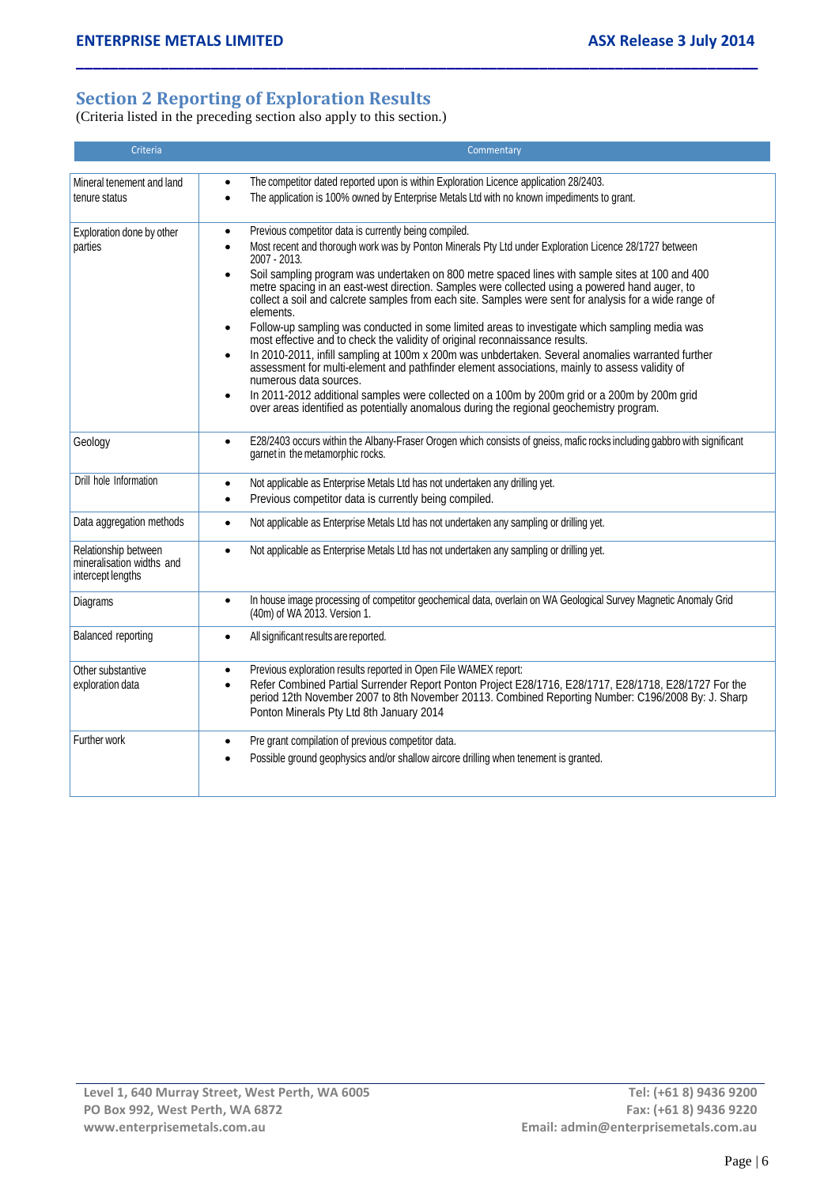## Section 2 Reporting of Exploration Results

(Criteria listed in the preceding section also apply to this section.)

| Criteria | Commentary |
|---|---|
| Mineral tenement and land tenure status | • The competitor dated reported upon is within Exploration Licence application 28/2403.<br>• The application is 100% owned by Enterprise Metals Ltd with no known impediments to grant. |
| Exploration done by other parties | • Previous competitor data is currently being compiled.<br>• Most recent and thorough work was by Ponton Minerals Pty Ltd under Exploration Licence 28/1727 between 2007 - 2013.<br>• Soil sampling program was undertaken on 800 metre spaced lines with sample sites at 100 and 400 metre spacing in an east-west direction. Samples were collected using a powered hand auger, to collect a soil and calcrete samples from each site. Samples were sent for analysis for a wide range of elements.<br>• Follow-up sampling was conducted in some limited areas to investigate which sampling media was most effective and to check the validity of original reconnaissance results.<br>• In 2010-2011, infill sampling at 100m x 200m was unbdertaken. Several anomalies warranted further assessment for multi-element and pathfinder element associations, mainly to assess validity of numerous data sources.<br>• In 2011-2012 additional samples were collected on a 100m by 200m grid or a 200m by 200m grid over areas identified as potentially anomalous during the regional geochemistry program. |
| Geology | • E28/2403 occurs within the Albany-Fraser Orogen which consists of gneiss, mafic rocks including gabbro with significant garnet in the metamorphic rocks. |
| Drill hole Information | • Not applicable as Enterprise Metals Ltd has not undertaken any drilling yet.<br>• Previous competitor data is currently being compiled. |
| Data aggregation methods | • Not applicable as Enterprise Metals Ltd has not undertaken any sampling or drilling yet. |
| Relationship between mineralisation widths and intercept lengths | • Not applicable as Enterprise Metals Ltd has not undertaken any sampling or drilling yet. |
| Diagrams | • In house image processing of competitor geochemical data, overlain on WA Geological Survey Magnetic Anomaly Grid (40m) of WA 2013. Version 1. |
| Balanced reporting | • All significant results are reported. |
| Other substantive exploration data | • Previous exploration results reported in Open File WAMEX report:<br>• Refer Combined Partial Surrender Report Ponton Project E28/1716, E28/1717, E28/1718, E28/1727 For the period 12th November 2007 to 8th November 20113. Combined Reporting Number: C196/2008 By: J. Sharp Ponton Minerals Pty Ltd 8th January 2014 |
| Further work | • Pre grant compilation of previous competitor data.<br>• Possible ground geophysics and/or shallow aircore drilling when tenement is granted. |